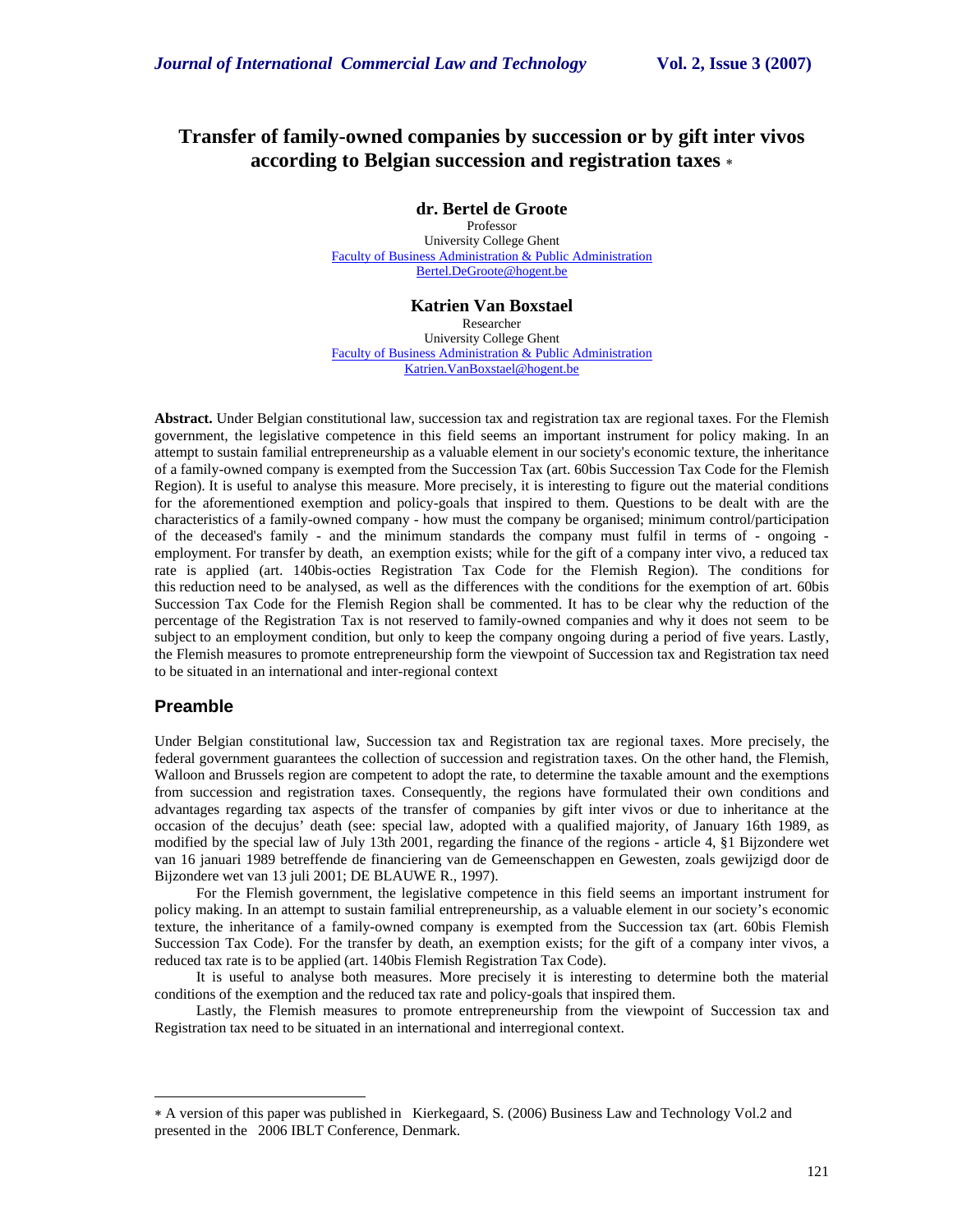# Transfer of family-owned companies by succession or by gift inter vivos according to Belgian succession and registration taxes *

**dr. Bertel de Groote**
Professor
University College Ghent
Faculty of Business Administration & Public Administration
Bertel.DeGroote@hogent.be

**Katrien Van Boxstael**
Researcher
University College Ghent
Faculty of Business Administration & Public Administration
Katrien.VanBoxstael@hogent.be

**Abstract.** Under Belgian constitutional law, succession tax and registration tax are regional taxes. For the Flemish government, the legislative competence in this field seems an important instrument for policy making. In an attempt to sustain familial entrepreneurship as a valuable element in our society's economic texture, the inheritance of a family-owned company is exempted from the Succession Tax (art. 60bis Succession Tax Code for the Flemish Region). It is useful to analyse this measure. More precisely, it is interesting to figure out the material conditions for the aforementioned exemption and policy-goals that inspired to them. Questions to be dealt with are the characteristics of a family-owned company - how must the company be organised; minimum control/participation of the deceased's family - and the minimum standards the company must fulfil in terms of - ongoing - employment. For transfer by death, an exemption exists; while for the gift of a company inter vivo, a reduced tax rate is applied (art. 140bis-octies Registration Tax Code for the Flemish Region). The conditions for this reduction need to be analysed, as well as the differences with the conditions for the exemption of art. 60bis Succession Tax Code for the Flemish Region shall be commented. It has to be clear why the reduction of the percentage of the Registration Tax is not reserved to family-owned companies and why it does not seem to be subject to an employment condition, but only to keep the company ongoing during a period of five years. Lastly, the Flemish measures to promote entrepreneurship form the viewpoint of Succession tax and Registration tax need to be situated in an international and inter-regional context

## Preamble

Under Belgian constitutional law, Succession tax and Registration tax are regional taxes. More precisely, the federal government guarantees the collection of succession and registration taxes. On the other hand, the Flemish, Walloon and Brussels region are competent to adopt the rate, to determine the taxable amount and the exemptions from succession and registration taxes. Consequently, the regions have formulated their own conditions and advantages regarding tax aspects of the transfer of companies by gift inter vivos or due to inheritance at the occasion of the decujus' death (see: special law, adopted with a qualified majority, of January 16th 1989, as modified by the special law of July 13th 2001, regarding the finance of the regions - article 4, §1 Bijzondere wet van 16 januari 1989 betreffende de financiering van de Gemeenschappen en Gewesten, zoals gewijzigd door de Bijzondere wet van 13 juli 2001; DE BLAUWE R., 1997).

For the Flemish government, the legislative competence in this field seems an important instrument for policy making. In an attempt to sustain familial entrepreneurship, as a valuable element in our society's economic texture, the inheritance of a family-owned company is exempted from the Succession tax (art. 60bis Flemish Succession Tax Code). For the transfer by death, an exemption exists; for the gift of a company inter vivos, a reduced tax rate is to be applied (art. 140bis Flemish Registration Tax Code).

It is useful to analyse both measures. More precisely it is interesting to determine both the material conditions of the exemption and the reduced tax rate and policy-goals that inspired them.

Lastly, the Flemish measures to promote entrepreneurship from the viewpoint of Succession tax and Registration tax need to be situated in an international and interregional context.

---

* A version of this paper was published in Kierkegaard, S. (2006) Business Law and Technology Vol.2 and presented in the 2006 IBLT Conference, Denmark.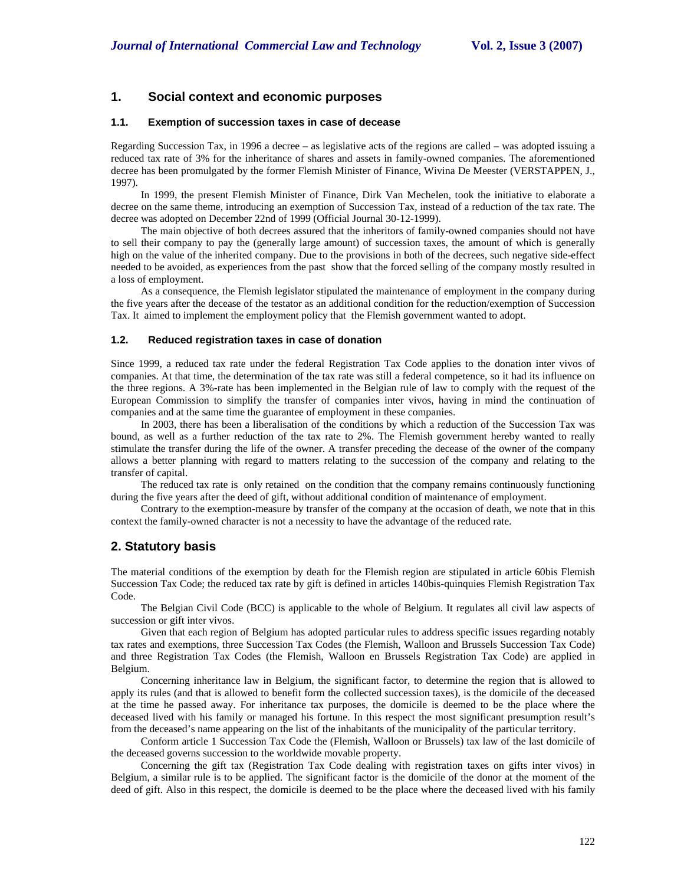## 1. Social context and economic purposes

### 1.1. Exemption of succession taxes in case of decease

Regarding Succession Tax, in 1996 a decree – as legislative acts of the regions are called – was adopted issuing a reduced tax rate of 3% for the inheritance of shares and assets in family-owned companies. The aforementioned decree has been promulgated by the former Flemish Minister of Finance, Wivina De Meester (VERSTAPPEN, J., 1997).

In 1999, the present Flemish Minister of Finance, Dirk Van Mechelen, took the initiative to elaborate a decree on the same theme, introducing an exemption of Succession Tax, instead of a reduction of the tax rate. The decree was adopted on December 22nd of 1999 (Official Journal 30-12-1999).

The main objective of both decrees assured that the inheritors of family-owned companies should not have to sell their company to pay the (generally large amount) of succession taxes, the amount of which is generally high on the value of the inherited company. Due to the provisions in both of the decrees, such negative side-effect needed to be avoided, as experiences from the past show that the forced selling of the company mostly resulted in a loss of employment.

As a consequence, the Flemish legislator stipulated the maintenance of employment in the company during the five years after the decease of the testator as an additional condition for the reduction/exemption of Succession Tax. It aimed to implement the employment policy that the Flemish government wanted to adopt.

### 1.2. Reduced registration taxes in case of donation

Since 1999, a reduced tax rate under the federal Registration Tax Code applies to the donation inter vivos of companies. At that time, the determination of the tax rate was still a federal competence, so it had its influence on the three regions. A 3%-rate has been implemented in the Belgian rule of law to comply with the request of the European Commission to simplify the transfer of companies inter vivos, having in mind the continuation of companies and at the same time the guarantee of employment in these companies.

In 2003, there has been a liberalisation of the conditions by which a reduction of the Succession Tax was bound, as well as a further reduction of the tax rate to 2%. The Flemish government hereby wanted to really stimulate the transfer during the life of the owner. A transfer preceding the decease of the owner of the company allows a better planning with regard to matters relating to the succession of the company and relating to the transfer of capital.

The reduced tax rate is only retained on the condition that the company remains continuously functioning during the five years after the deed of gift, without additional condition of maintenance of employment.

Contrary to the exemption-measure by transfer of the company at the occasion of death, we note that in this context the family-owned character is not a necessity to have the advantage of the reduced rate.

## 2. Statutory basis

The material conditions of the exemption by death for the Flemish region are stipulated in article 60bis Flemish Succession Tax Code; the reduced tax rate by gift is defined in articles 140bis-quinquies Flemish Registration Tax Code.

The Belgian Civil Code (BCC) is applicable to the whole of Belgium. It regulates all civil law aspects of succession or gift inter vivos.

Given that each region of Belgium has adopted particular rules to address specific issues regarding notably tax rates and exemptions, three Succession Tax Codes (the Flemish, Walloon and Brussels Succession Tax Code) and three Registration Tax Codes (the Flemish, Walloon en Brussels Registration Tax Code) are applied in Belgium.

Concerning inheritance law in Belgium, the significant factor, to determine the region that is allowed to apply its rules (and that is allowed to benefit form the collected succession taxes), is the domicile of the deceased at the time he passed away. For inheritance tax purposes, the domicile is deemed to be the place where the deceased lived with his family or managed his fortune. In this respect the most significant presumption result's from the deceased's name appearing on the list of the inhabitants of the municipality of the particular territory.

Conform article 1 Succession Tax Code the (Flemish, Walloon or Brussels) tax law of the last domicile of the deceased governs succession to the worldwide movable property.

Concerning the gift tax (Registration Tax Code dealing with registration taxes on gifts inter vivos) in Belgium, a similar rule is to be applied. The significant factor is the domicile of the donor at the moment of the deed of gift. Also in this respect, the domicile is deemed to be the place where the deceased lived with his family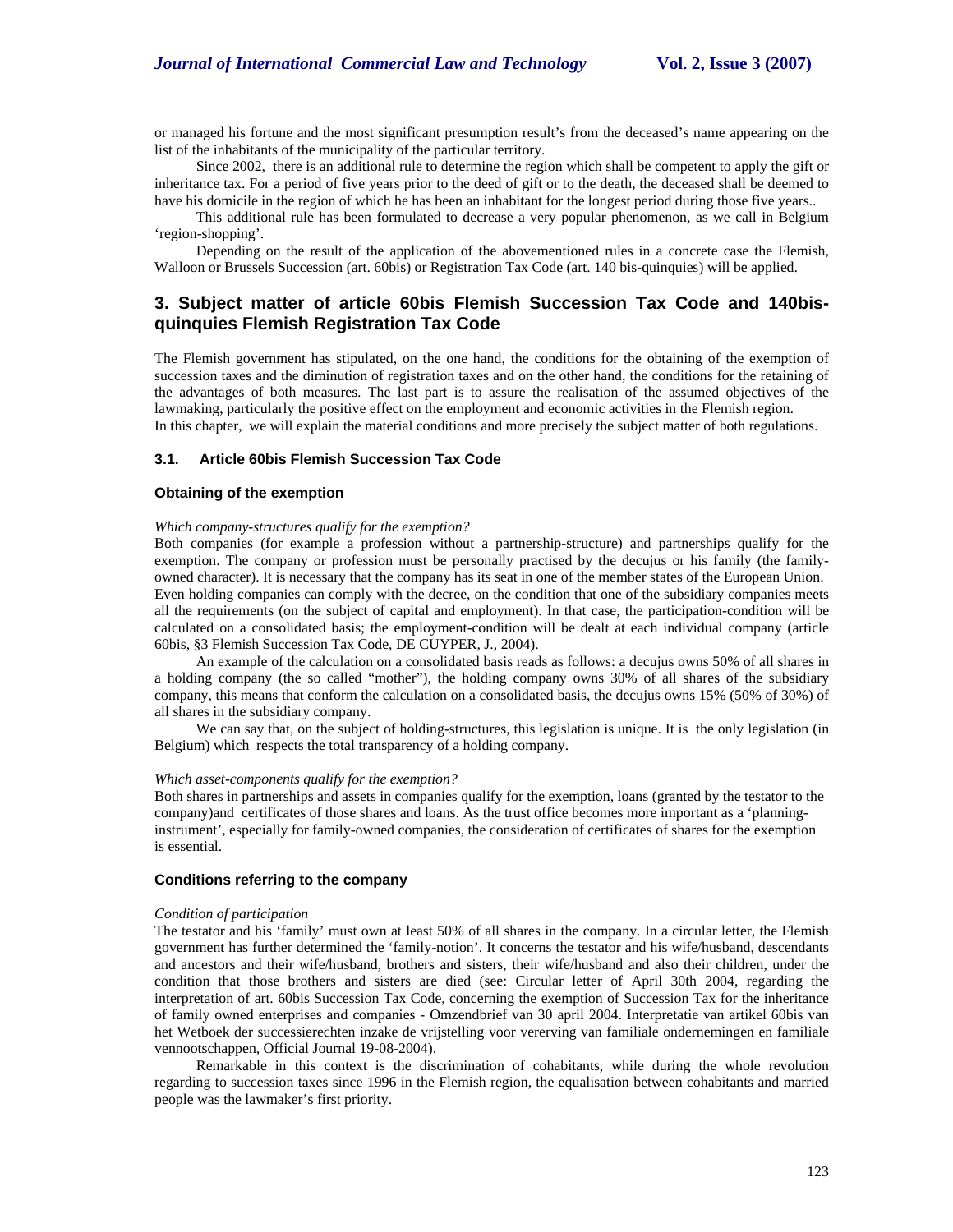or managed his fortune and the most significant presumption result's from the deceased's name appearing on the list of the inhabitants of the municipality of the particular territory.

Since 2002, there is an additional rule to determine the region which shall be competent to apply the gift or inheritance tax. For a period of five years prior to the deed of gift or to the death, the deceased shall be deemed to have his domicile in the region of which he has been an inhabitant for the longest period during those five years..

This additional rule has been formulated to decrease a very popular phenomenon, as we call in Belgium 'region-shopping'.

Depending on the result of the application of the abovementioned rules in a concrete case the Flemish, Walloon or Brussels Succession (art. 60bis) or Registration Tax Code (art. 140 bis-quinquies) will be applied.

## 3. Subject matter of article 60bis Flemish Succession Tax Code and 140bis-quinquies Flemish Registration Tax Code

The Flemish government has stipulated, on the one hand, the conditions for the obtaining of the exemption of succession taxes and the diminution of registration taxes and on the other hand, the conditions for the retaining of the advantages of both measures. The last part is to assure the realisation of the assumed objectives of the lawmaking, particularly the positive effect on the employment and economic activities in the Flemish region.
In this chapter, we will explain the material conditions and more precisely the subject matter of both regulations.

### 3.1. Article 60bis Flemish Succession Tax Code

#### Obtaining of the exemption

*Which company-structures qualify for the exemption?*
Both companies (for example a profession without a partnership-structure) and partnerships qualify for the exemption. The company or profession must be personally practised by the decujus or his family (the family-owned character). It is necessary that the company has its seat in one of the member states of the European Union.
Even holding companies can comply with the decree, on the condition that one of the subsidiary companies meets all the requirements (on the subject of capital and employment). In that case, the participation-condition will be calculated on a consolidated basis; the employment-condition will be dealt at each individual company (article 60bis, §3 Flemish Succession Tax Code, DE CUYPER, J., 2004).

An example of the calculation on a consolidated basis reads as follows: a decujus owns 50% of all shares in a holding company (the so called "mother"), the holding company owns 30% of all shares of the subsidiary company, this means that conform the calculation on a consolidated basis, the decujus owns 15% (50% of 30%) of all shares in the subsidiary company.

We can say that, on the subject of holding-structures, this legislation is unique. It is the only legislation (in Belgium) which respects the total transparency of a holding company.

*Which asset-components qualify for the exemption?*
Both shares in partnerships and assets in companies qualify for the exemption, loans (granted by the testator to the company)and certificates of those shares and loans. As the trust office becomes more important as a 'planning-instrument', especially for family-owned companies, the consideration of certificates of shares for the exemption is essential.

#### Conditions referring to the company

*Condition of participation*
The testator and his 'family' must own at least 50% of all shares in the company. In a circular letter, the Flemish government has further determined the 'family-notion'. It concerns the testator and his wife/husband, descendants and ancestors and their wife/husband, brothers and sisters, their wife/husband and also their children, under the condition that those brothers and sisters are died (see: Circular letter of April 30th 2004, regarding the interpretation of art. 60bis Succession Tax Code, concerning the exemption of Succession Tax for the inheritance of family owned enterprises and companies - Omzendbrief van 30 april 2004. Interpretatie van artikel 60bis van het Wetboek der successierechten inzake de vrijstelling voor vererving van familiale ondernemingen en familiale vennootschappen, Official Journal 19-08-2004).

Remarkable in this context is the discrimination of cohabitants, while during the whole revolution regarding to succession taxes since 1996 in the Flemish region, the equalisation between cohabitants and married people was the lawmaker's first priority.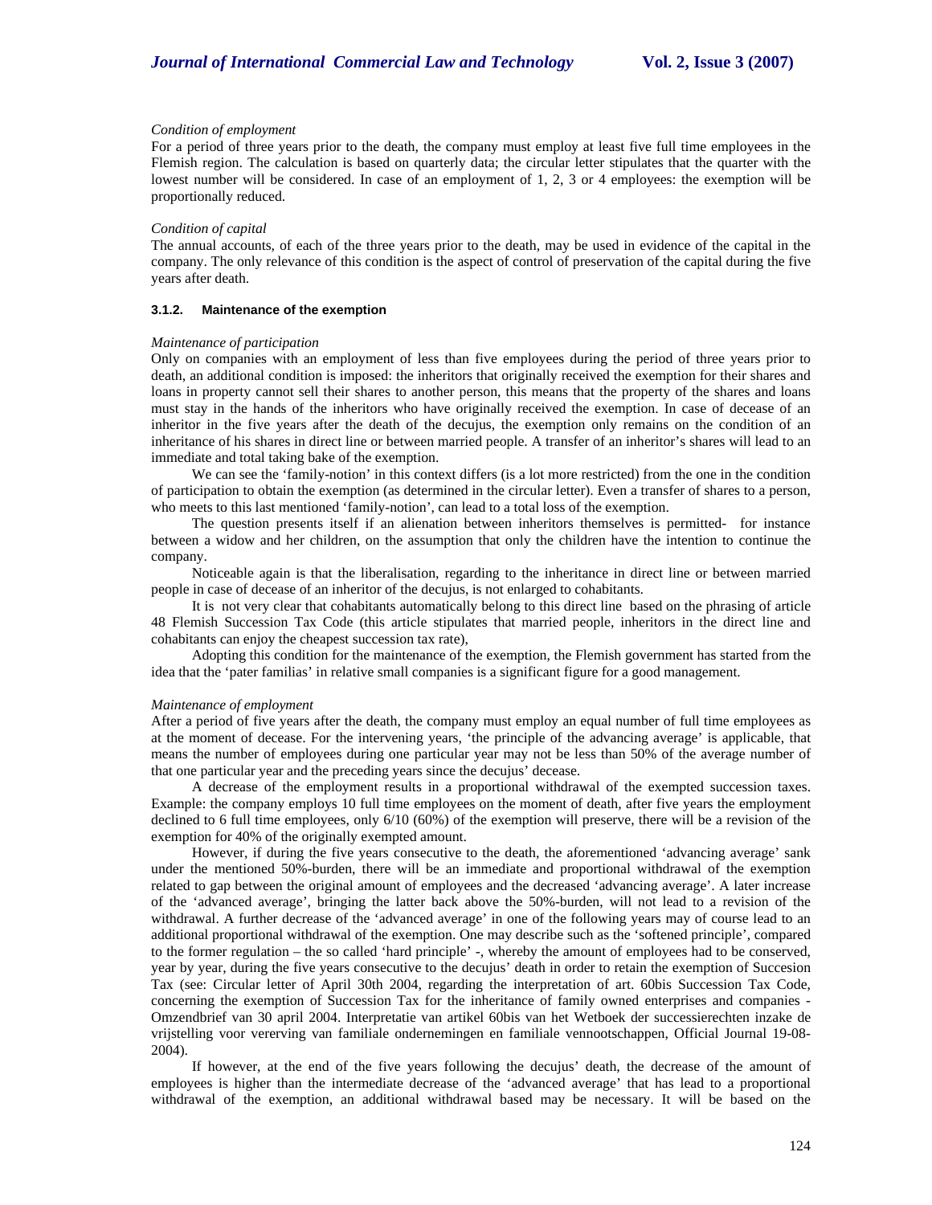*Condition of employment*

For a period of three years prior to the death, the company must employ at least five full time employees in the Flemish region. The calculation is based on quarterly data; the circular letter stipulates that the quarter with the lowest number will be considered. In case of an employment of 1, 2, 3 or 4 employees: the exemption will be proportionally reduced.

*Condition of capital*

The annual accounts, of each of the three years prior to the death, may be used in evidence of the capital in the company. The only relevance of this condition is the aspect of control of preservation of the capital during the five years after death.

#### 3.1.2. Maintenance of the exemption

*Maintenance of participation*

Only on companies with an employment of less than five employees during the period of three years prior to death, an additional condition is imposed: the inheritors that originally received the exemption for their shares and loans in property cannot sell their shares to another person, this means that the property of the shares and loans must stay in the hands of the inheritors who have originally received the exemption. In case of decease of an inheritor in the five years after the death of the decujus, the exemption only remains on the condition of an inheritance of his shares in direct line or between married people. A transfer of an inheritor's shares will lead to an immediate and total taking bake of the exemption.

We can see the 'family-notion' in this context differs (is a lot more restricted) from the one in the condition of participation to obtain the exemption (as determined in the circular letter). Even a transfer of shares to a person, who meets to this last mentioned 'family-notion', can lead to a total loss of the exemption.

The question presents itself if an alienation between inheritors themselves is permitted- for instance between a widow and her children, on the assumption that only the children have the intention to continue the company.

Noticeable again is that the liberalisation, regarding to the inheritance in direct line or between married people in case of decease of an inheritor of the decujus, is not enlarged to cohabitants.

It is not very clear that cohabitants automatically belong to this direct line based on the phrasing of article 48 Flemish Succession Tax Code (this article stipulates that married people, inheritors in the direct line and cohabitants can enjoy the cheapest succession tax rate),

Adopting this condition for the maintenance of the exemption, the Flemish government has started from the idea that the 'pater familias' in relative small companies is a significant figure for a good management.

*Maintenance of employment*

After a period of five years after the death, the company must employ an equal number of full time employees as at the moment of decease. For the intervening years, 'the principle of the advancing average' is applicable, that means the number of employees during one particular year may not be less than 50% of the average number of that one particular year and the preceding years since the decujus' decease.

A decrease of the employment results in a proportional withdrawal of the exempted succession taxes. Example: the company employs 10 full time employees on the moment of death, after five years the employment declined to 6 full time employees, only 6/10 (60%) of the exemption will preserve, there will be a revision of the exemption for 40% of the originally exempted amount.

However, if during the five years consecutive to the death, the aforementioned 'advancing average' sank under the mentioned 50%-burden, there will be an immediate and proportional withdrawal of the exemption related to gap between the original amount of employees and the decreased 'advancing average'. A later increase of the 'advanced average', bringing the latter back above the 50%-burden, will not lead to a revision of the withdrawal. A further decrease of the 'advanced average' in one of the following years may of course lead to an additional proportional withdrawal of the exemption. One may describe such as the 'softened principle', compared to the former regulation – the so called 'hard principle' -, whereby the amount of employees had to be conserved, year by year, during the five years consecutive to the decujus' death in order to retain the exemption of Succesion Tax (see: Circular letter of April 30th 2004, regarding the interpretation of art. 60bis Succession Tax Code, concerning the exemption of Succession Tax for the inheritance of family owned enterprises and companies - Omzendbrief van 30 april 2004. Interpretatie van artikel 60bis van het Wetboek der successierechten inzake de vrijstelling voor vererving van familiale ondernemingen en familiale vennootschappen, Official Journal 19-08-2004).

If however, at the end of the five years following the decujus' death, the decrease of the amount of employees is higher than the intermediate decrease of the 'advanced average' that has lead to a proportional withdrawal of the exemption, an additional withdrawal based may be necessary. It will be based on the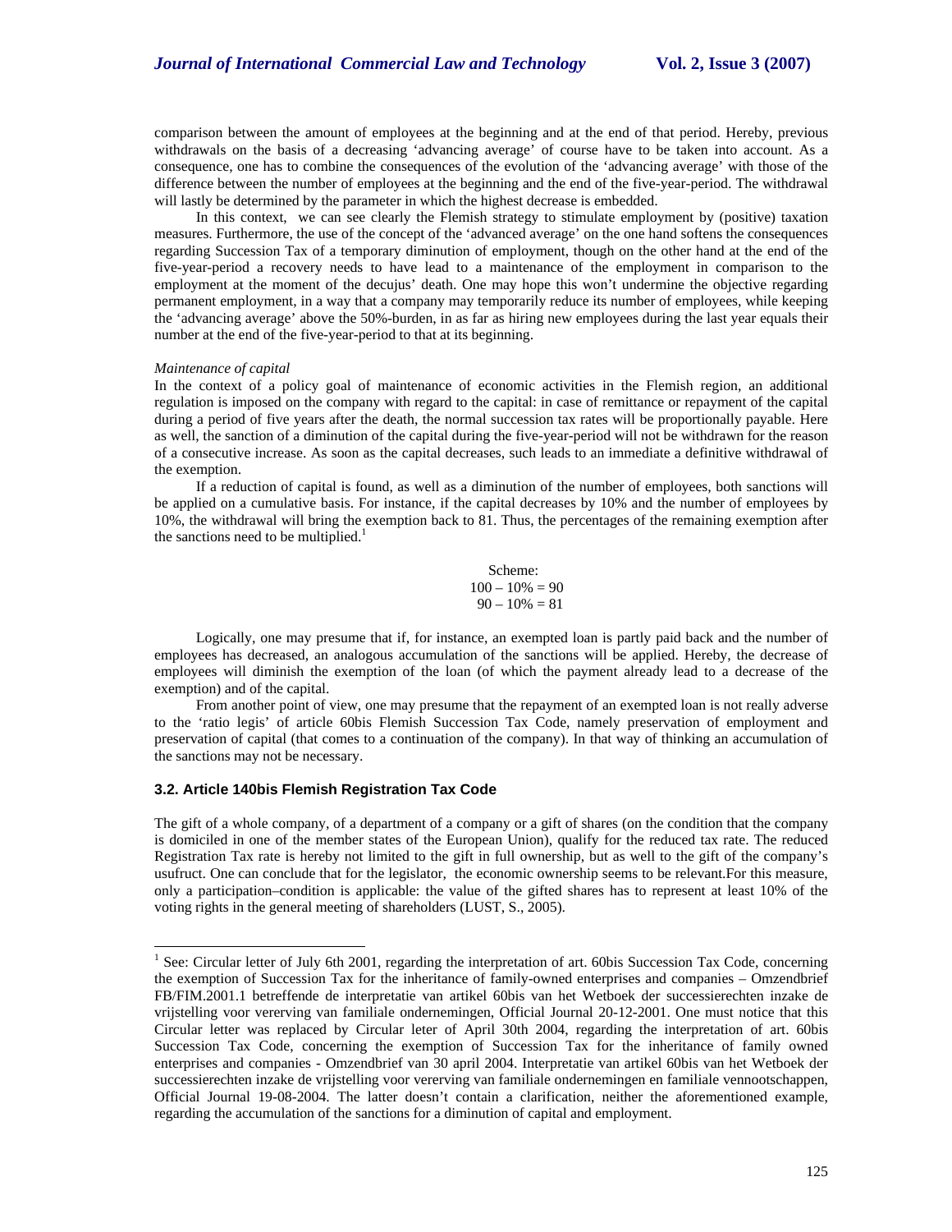comparison between the amount of employees at the beginning and at the end of that period. Hereby, previous withdrawals on the basis of a decreasing 'advancing average' of course have to be taken into account. As a consequence, one has to combine the consequences of the evolution of the 'advancing average' with those of the difference between the number of employees at the beginning and the end of the five-year-period. The withdrawal will lastly be determined by the parameter in which the highest decrease is embedded.

In this context, we can see clearly the Flemish strategy to stimulate employment by (positive) taxation measures. Furthermore, the use of the concept of the 'advanced average' on the one hand softens the consequences regarding Succession Tax of a temporary diminution of employment, though on the other hand at the end of the five-year-period a recovery needs to have lead to a maintenance of the employment in comparison to the employment at the moment of the decujus' death. One may hope this won't undermine the objective regarding permanent employment, in a way that a company may temporarily reduce its number of employees, while keeping the 'advancing average' above the 50%-burden, in as far as hiring new employees during the last year equals their number at the end of the five-year-period to that at its beginning.

*Maintenance of capital*

In the context of a policy goal of maintenance of economic activities in the Flemish region, an additional regulation is imposed on the company with regard to the capital: in case of remittance or repayment of the capital during a period of five years after the death, the normal succession tax rates will be proportionally payable. Here as well, the sanction of a diminution of the capital during the five-year-period will not be withdrawn for the reason of a consecutive increase. As soon as the capital decreases, such leads to an immediate a definitive withdrawal of the exemption.

If a reduction of capital is found, as well as a diminution of the number of employees, both sanctions will be applied on a cumulative basis. For instance, if the capital decreases by 10% and the number of employees by 10%, the withdrawal will bring the exemption back to 81. Thus, the percentages of the remaining exemption after the sanctions need to be multiplied.[1]

Scheme:
100 – 10% = 90
90 – 10% = 81

Logically, one may presume that if, for instance, an exempted loan is partly paid back and the number of employees has decreased, an analogous accumulation of the sanctions will be applied. Hereby, the decrease of employees will diminish the exemption of the loan (of which the payment already lead to a decrease of the exemption) and of the capital.

From another point of view, one may presume that the repayment of an exempted loan is not really adverse to the 'ratio legis' of article 60bis Flemish Succession Tax Code, namely preservation of employment and preservation of capital (that comes to a continuation of the company). In that way of thinking an accumulation of the sanctions may not be necessary.

### 3.2. Article 140bis Flemish Registration Tax Code

The gift of a whole company, of a department of a company or a gift of shares (on the condition that the company is domiciled in one of the member states of the European Union), qualify for the reduced tax rate. The reduced Registration Tax rate is hereby not limited to the gift in full ownership, but as well to the gift of the company's usufruct. One can conclude that for the legislator, the economic ownership seems to be relevant.For this measure, only a participation–condition is applicable: the value of the gifted shares has to represent at least 10% of the voting rights in the general meeting of shareholders (LUST, S., 2005).

---

[1] See: Circular letter of July 6th 2001, regarding the interpretation of art. 60bis Succession Tax Code, concerning the exemption of Succession Tax for the inheritance of family-owned enterprises and companies – Omzendbrief FB/FIM.2001.1 betreffende de interpretatie van artikel 60bis van het Wetboek der successierechten inzake de vrijstelling voor vererving van familiale ondernemingen, Official Journal 20-12-2001. One must notice that this Circular letter was replaced by Circular leter of April 30th 2004, regarding the interpretation of art. 60bis Succession Tax Code, concerning the exemption of Succession Tax for the inheritance of family owned enterprises and companies - Omzendbrief van 30 april 2004. Interpretatie van artikel 60bis van het Wetboek der successierechten inzake de vrijstelling voor vererving van familiale ondernemingen en familiale vennootschappen, Official Journal 19-08-2004. The latter doesn't contain a clarification, neither the aforementioned example, regarding the accumulation of the sanctions for a diminution of capital and employment.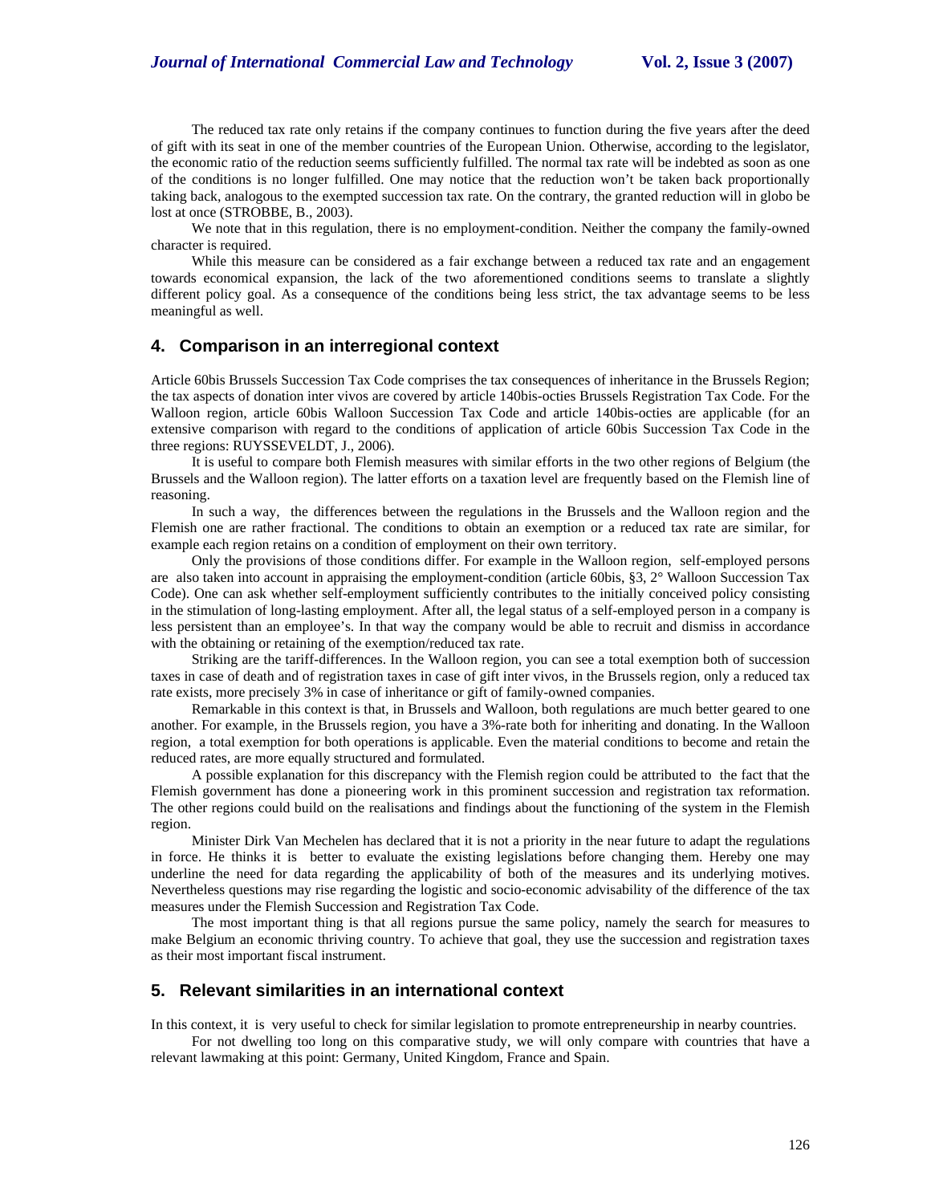The reduced tax rate only retains if the company continues to function during the five years after the deed of gift with its seat in one of the member countries of the European Union. Otherwise, according to the legislator, the economic ratio of the reduction seems sufficiently fulfilled. The normal tax rate will be indebted as soon as one of the conditions is no longer fulfilled. One may notice that the reduction won't be taken back proportionally taking back, analogous to the exempted succession tax rate. On the contrary, the granted reduction will in globo be lost at once (STROBBE, B., 2003).

We note that in this regulation, there is no employment-condition. Neither the company the family-owned character is required.

While this measure can be considered as a fair exchange between a reduced tax rate and an engagement towards economical expansion, the lack of the two aforementioned conditions seems to translate a slightly different policy goal. As a consequence of the conditions being less strict, the tax advantage seems to be less meaningful as well.

## 4. Comparison in an interregional context

Article 60bis Brussels Succession Tax Code comprises the tax consequences of inheritance in the Brussels Region; the tax aspects of donation inter vivos are covered by article 140bis-octies Brussels Registration Tax Code. For the Walloon region, article 60bis Walloon Succession Tax Code and article 140bis-octies are applicable (for an extensive comparison with regard to the conditions of application of article 60bis Succession Tax Code in the three regions: RUYSSEVELDT, J., 2006).

It is useful to compare both Flemish measures with similar efforts in the two other regions of Belgium (the Brussels and the Walloon region). The latter efforts on a taxation level are frequently based on the Flemish line of reasoning.

In such a way, the differences between the regulations in the Brussels and the Walloon region and the Flemish one are rather fractional. The conditions to obtain an exemption or a reduced tax rate are similar, for example each region retains on a condition of employment on their own territory.

Only the provisions of those conditions differ. For example in the Walloon region, self-employed persons are also taken into account in appraising the employment-condition (article 60bis, §3, 2° Walloon Succession Tax Code). One can ask whether self-employment sufficiently contributes to the initially conceived policy consisting in the stimulation of long-lasting employment. After all, the legal status of a self-employed person in a company is less persistent than an employee's. In that way the company would be able to recruit and dismiss in accordance with the obtaining or retaining of the exemption/reduced tax rate.

Striking are the tariff-differences. In the Walloon region, you can see a total exemption both of succession taxes in case of death and of registration taxes in case of gift inter vivos, in the Brussels region, only a reduced tax rate exists, more precisely 3% in case of inheritance or gift of family-owned companies.

Remarkable in this context is that, in Brussels and Walloon, both regulations are much better geared to one another. For example, in the Brussels region, you have a 3%-rate both for inheriting and donating. In the Walloon region, a total exemption for both operations is applicable. Even the material conditions to become and retain the reduced rates, are more equally structured and formulated.

A possible explanation for this discrepancy with the Flemish region could be attributed to the fact that the Flemish government has done a pioneering work in this prominent succession and registration tax reformation. The other regions could build on the realisations and findings about the functioning of the system in the Flemish region.

Minister Dirk Van Mechelen has declared that it is not a priority in the near future to adapt the regulations in force. He thinks it is better to evaluate the existing legislations before changing them. Hereby one may underline the need for data regarding the applicability of both of the measures and its underlying motives. Nevertheless questions may rise regarding the logistic and socio-economic advisability of the difference of the tax measures under the Flemish Succession and Registration Tax Code.

The most important thing is that all regions pursue the same policy, namely the search for measures to make Belgium an economic thriving country. To achieve that goal, they use the succession and registration taxes as their most important fiscal instrument.

## 5. Relevant similarities in an international context

In this context, it is very useful to check for similar legislation to promote entrepreneurship in nearby countries.

For not dwelling too long on this comparative study, we will only compare with countries that have a relevant lawmaking at this point: Germany, United Kingdom, France and Spain.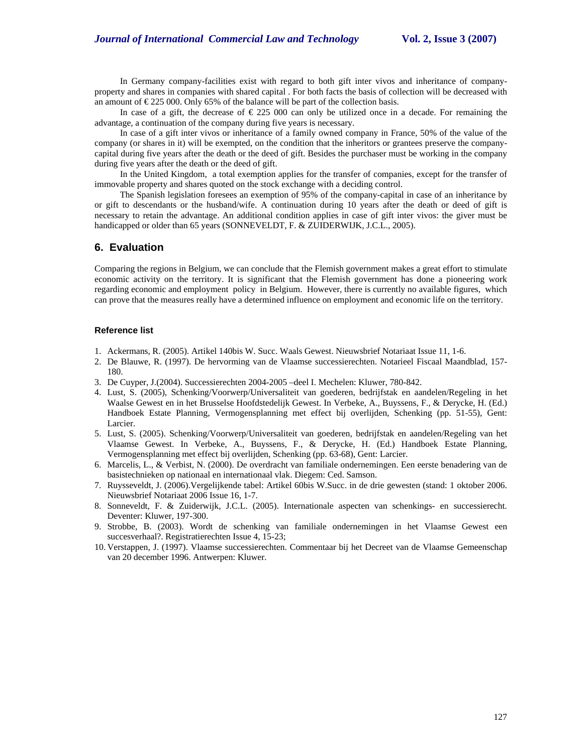In Germany company-facilities exist with regard to both gift inter vivos and inheritance of company-property and shares in companies with shared capital . For both facts the basis of collection will be decreased with an amount of € 225 000. Only 65% of the balance will be part of the collection basis.

In case of a gift, the decrease of € 225 000 can only be utilized once in a decade. For remaining the advantage, a continuation of the company during five years is necessary.

In case of a gift inter vivos or inheritance of a family owned company in France, 50% of the value of the company (or shares in it) will be exempted, on the condition that the inheritors or grantees preserve the company-capital during five years after the death or the deed of gift. Besides the purchaser must be working in the company during five years after the death or the deed of gift.

In the United Kingdom, a total exemption applies for the transfer of companies, except for the transfer of immovable property and shares quoted on the stock exchange with a deciding control.

The Spanish legislation foresees an exemption of 95% of the company-capital in case of an inheritance by or gift to descendants or the husband/wife. A continuation during 10 years after the death or deed of gift is necessary to retain the advantage. An additional condition applies in case of gift inter vivos: the giver must be handicapped or older than 65 years (SONNEVELDT, F. & ZUIDERWIJK, J.C.L., 2005).

## 6. Evaluation

Comparing the regions in Belgium, we can conclude that the Flemish government makes a great effort to stimulate economic activity on the territory. It is significant that the Flemish government has done a pioneering work regarding economic and employment policy in Belgium. However, there is currently no available figures, which can prove that the measures really have a determined influence on employment and economic life on the territory.

### Reference list

1. Ackermans, R. (2005). Artikel 140bis W. Succ. Waals Gewest. Nieuwsbrief Notariaat Issue 11, 1-6.
2. De Blauwe, R. (1997). De hervorming van de Vlaamse successierechten. Notarieel Fiscaal Maandblad, 157-180.
3. De Cuyper, J.(2004). Successierechten 2004-2005 –deel I. Mechelen: Kluwer, 780-842.
4. Lust, S. (2005), Schenking/Voorwerp/Universaliteit van goederen, bedrijfstak en aandelen/Regeling in het Waalse Gewest en in het Brusselse Hoofdstedelijk Gewest. In Verbeke, A., Buyssens, F., & Derycke, H. (Ed.) Handboek Estate Planning, Vermogensplanning met effect bij overlijden, Schenking (pp. 51-55), Gent: Larcier.
5. Lust, S. (2005). Schenking/Voorwerp/Universaliteit van goederen, bedrijfstak en aandelen/Regeling van het Vlaamse Gewest. In Verbeke, A., Buyssens, F., & Derycke, H. (Ed.) Handboek Estate Planning, Vermogensplanning met effect bij overlijden, Schenking (pp. 63-68), Gent: Larcier.
6. Marcelis, L., & Verbist, N. (2000). De overdracht van familiale ondernemingen. Een eerste benadering van de basistechnieken op nationaal en internationaal vlak. Diegem: Ced. Samson.
7. Ruysseveldt, J. (2006).Vergelijkende tabel: Artikel 60bis W.Succ. in de drie gewesten (stand: 1 oktober 2006. Nieuwsbrief Notariaat 2006 Issue 16, 1-7.
8. Sonneveldt, F. & Zuiderwijk, J.C.L. (2005). Internationale aspecten van schenkings- en successierecht. Deventer: Kluwer, 197-300.
9. Strobbe, B. (2003). Wordt de schenking van familiale ondernemingen in het Vlaamse Gewest een succesverhaal?. Registratierechten Issue 4, 15-23;
10. Verstappen, J. (1997). Vlaamse successierechten. Commentaar bij het Decreet van de Vlaamse Gemeenschap van 20 december 1996. Antwerpen: Kluwer.